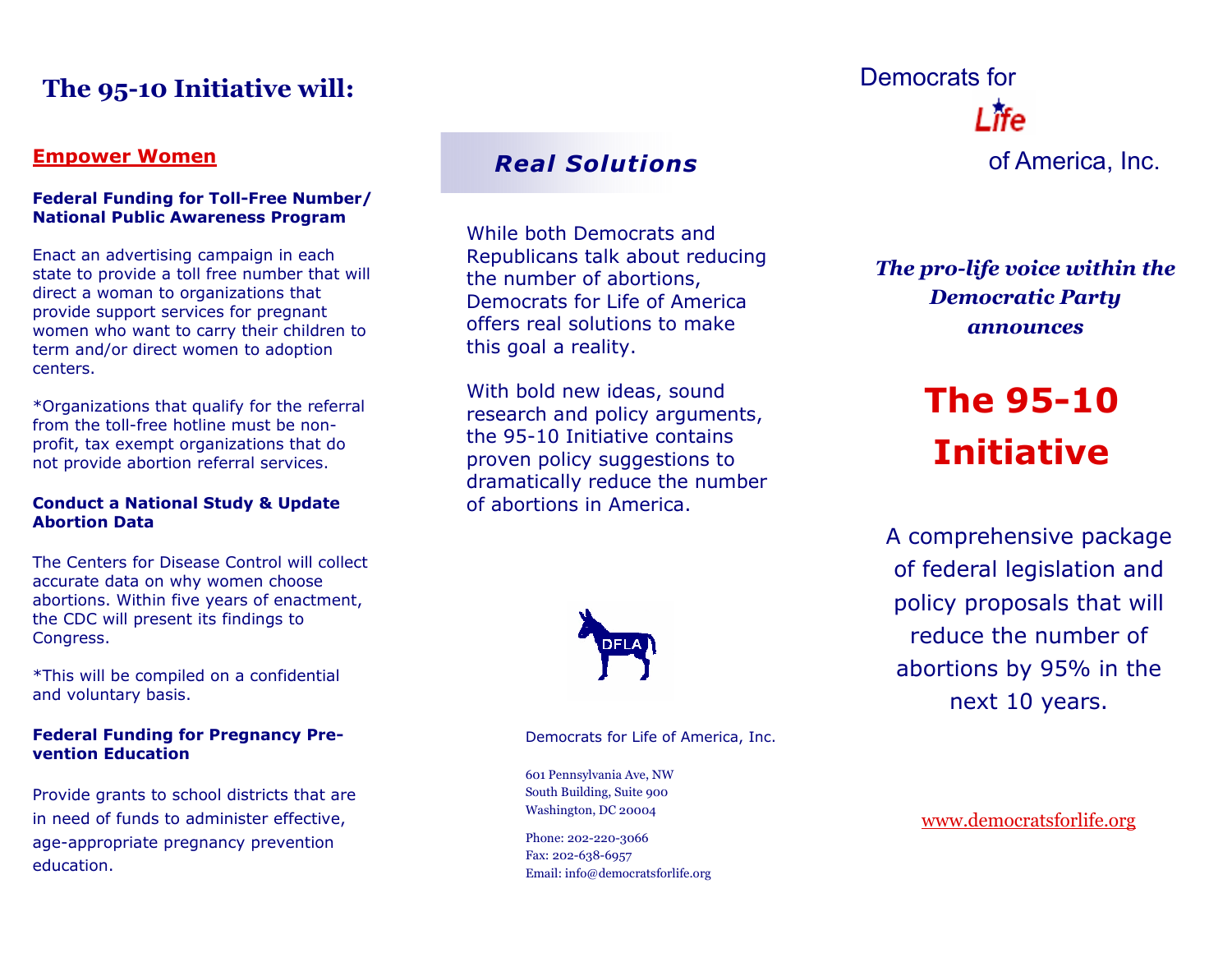## The 95-10 Initiative will:

### Empower Women

**Federal Funding for Toll-Free Number/ National Public Awareness Program**

Enact an advertising campaign in each state to provide a toll free number that will direct a woman to organizations that provide support services for pregnant women who want to carry their children to term and/or direct women to adoption centers.

*Organizations that qualify for the referral from the toll-free hotline must be non-profit, tax exempt organizations that do not provide abortion referral services.

**Conduct a National Study & Update Abortion Data**

The Centers for Disease Control will collect accurate data on why women choose abortions. Within five years of enactment, the CDC will present its findings to Congress.

*This will be compiled on a confidential and voluntary basis.

**Federal Funding for Pregnancy Prevention Education**

Provide grants to school districts that are in need of funds to administer effective, age-appropriate pregnancy prevention education.

## *Real Solutions*

While both Democrats and Republicans talk about reducing the number of abortions, Democrats for Life of America offers real solutions to make this goal a reality.

With bold new ideas, sound research and policy arguments, the 95-10 Initiative contains proven policy suggestions to dramatically reduce the number of abortions in America.

DFLA

Democrats for Life of America, Inc.

601 Pennsylvania Ave, NW
South Building, Suite 900
Washington, DC 20004

Phone: 202-220-3066
Fax: 202-638-6957
Email: info@democratsforlife.org

Democrats for Life of America, Inc.

***The pro-life voice within the Democratic Party announces***

# The 95-10 Initiative

A comprehensive package of federal legislation and policy proposals that will reduce the number of abortions by 95% in the next 10 years.

www.democratsforlife.org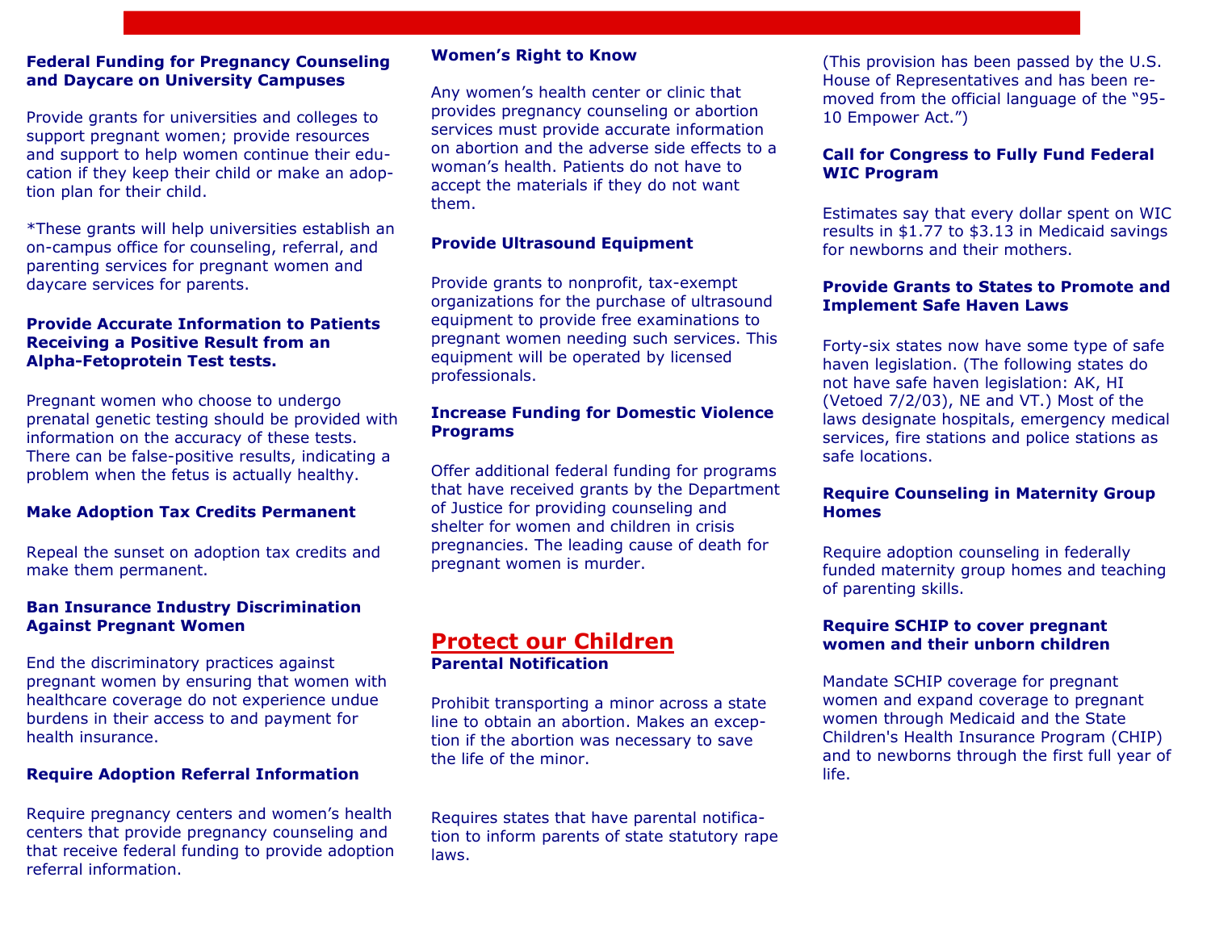**Federal Funding for Pregnancy Counseling and Daycare on University Campuses**

Provide grants for universities and colleges to support pregnant women; provide resources and support to help women continue their education if they keep their child or make an adoption plan for their child.

*These grants will help universities establish an on-campus office for counseling, referral, and parenting services for pregnant women and daycare services for parents.

**Provide Accurate Information to Patients Receiving a Positive Result from an Alpha-Fetoprotein Test tests.**

Pregnant women who choose to undergo prenatal genetic testing should be provided with information on the accuracy of these tests. There can be false-positive results, indicating a problem when the fetus is actually healthy.

**Make Adoption Tax Credits Permanent**

Repeal the sunset on adoption tax credits and make them permanent.

**Ban Insurance Industry Discrimination Against Pregnant Women**

End the discriminatory practices against pregnant women by ensuring that women with healthcare coverage do not experience undue burdens in their access to and payment for health insurance.

**Require Adoption Referral Information**

Require pregnancy centers and women's health centers that provide pregnancy counseling and that receive federal funding to provide adoption referral information.

**Women's Right to Know**

Any women's health center or clinic that provides pregnancy counseling or abortion services must provide accurate information on abortion and the adverse side effects to a woman's health. Patients do not have to accept the materials if they do not want them.

**Provide Ultrasound Equipment**

Provide grants to nonprofit, tax-exempt organizations for the purchase of ultrasound equipment to provide free examinations to pregnant women needing such services. This equipment will be operated by licensed professionals.

**Increase Funding for Domestic Violence Programs**

Offer additional federal funding for programs that have received grants by the Department of Justice for providing counseling and shelter for women and children in crisis pregnancies. The leading cause of death for pregnant women is murder.

## Protect our Children

**Parental Notification**

Prohibit transporting a minor across a state line to obtain an abortion. Makes an exception if the abortion was necessary to save the life of the minor.

Requires states that have parental notification to inform parents of state statutory rape laws.

(This provision has been passed by the U.S. House of Representatives and has been removed from the official language of the "95-10 Empower Act.")

**Call for Congress to Fully Fund Federal WIC Program**

Estimates say that every dollar spent on WIC results in $1.77 to $3.13 in Medicaid savings for newborns and their mothers.

**Provide Grants to States to Promote and Implement Safe Haven Laws**

Forty-six states now have some type of safe haven legislation. (The following states do not have safe haven legislation: AK, HI (Vetoed 7/2/03), NE and VT.) Most of the laws designate hospitals, emergency medical services, fire stations and police stations as safe locations.

**Require Counseling in Maternity Group Homes**

Require adoption counseling in federally funded maternity group homes and teaching of parenting skills.

**Require SCHIP to cover pregnant women and their unborn children**

Mandate SCHIP coverage for pregnant women and expand coverage to pregnant women through Medicaid and the State Children's Health Insurance Program (CHIP) and to newborns through the first full year of life.